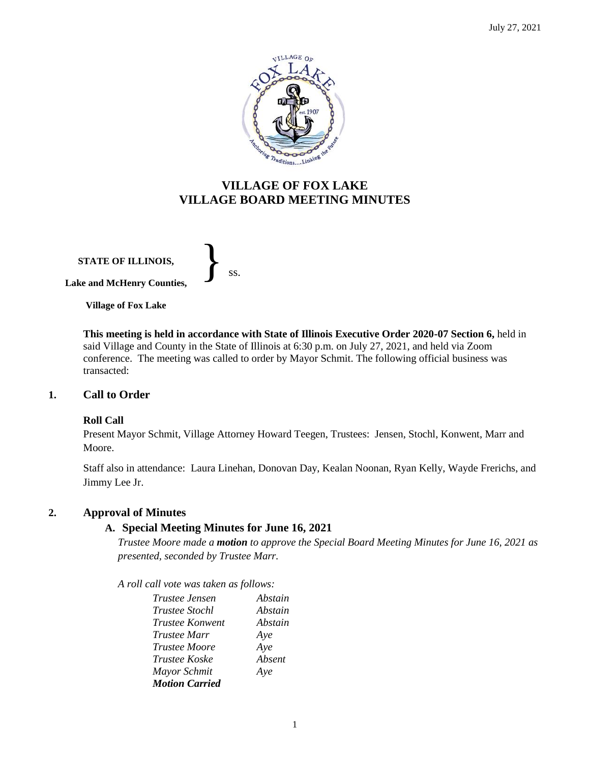# VILLAGE OF FOX LAKE
# VILLAGE BOARD MEETING MINUTES

**STATE OF ILLINOIS,**

**Lake and McHenry Counties,** } ss.

**Village of Fox Lake**

**This meeting is held in accordance with State of Illinois Executive Order 2020-07 Section 6,** held in said Village and County in the State of Illinois at 6:30 p.m. on July 27, 2021, and held via Zoom conference. The meeting was called to order by Mayor Schmit. The following official business was transacted:

## 1. Call to Order

**Roll Call**

Present Mayor Schmit, Village Attorney Howard Teegen, Trustees: Jensen, Stochl, Konwent, Marr and Moore.

Staff also in attendance: Laura Linehan, Donovan Day, Kealan Noonan, Ryan Kelly, Wayde Frerichs, and Jimmy Lee Jr.

## 2. Approval of Minutes

### A. Special Meeting Minutes for June 16, 2021

*Trustee Moore made a **motion** to approve the Special Board Meeting Minutes for June 16, 2021 as presented, seconded by Trustee Marr.*

*A roll call vote was taken as follows:*

| | |
|---|---|
| *Trustee Jensen* | *Abstain* |
| *Trustee Stochl* | *Abstain* |
| *Trustee Konwent* | *Abstain* |
| *Trustee Marr* | *Aye* |
| *Trustee Moore* | *Aye* |
| *Trustee Koske* | *Absent* |
| *Mayor Schmit* | *Aye* |

***Motion Carried***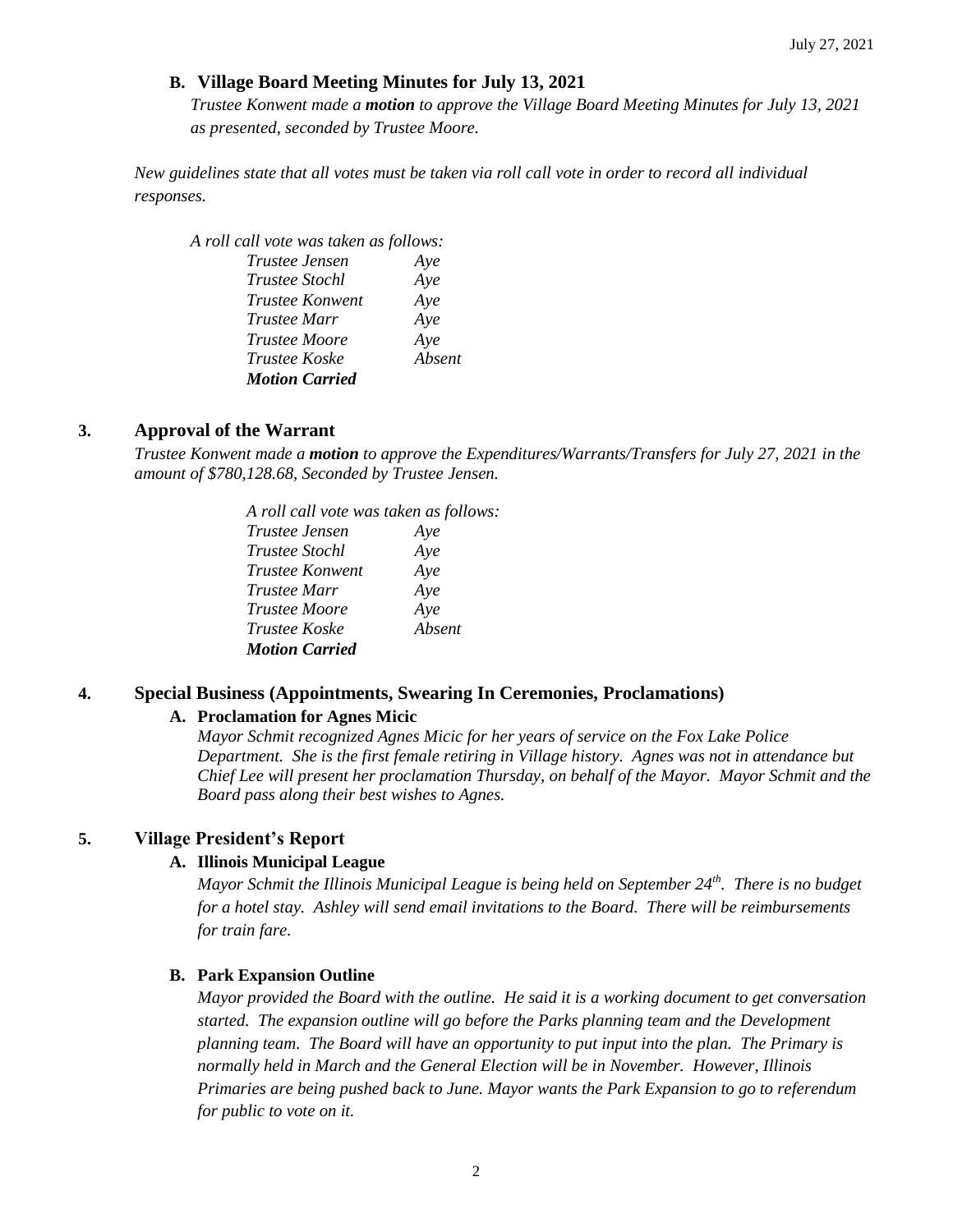### B. Village Board Meeting Minutes for July 13, 2021

*Trustee Konwent made a **motion** to approve the Village Board Meeting Minutes for July 13, 2021 as presented, seconded by Trustee Moore.*

*New guidelines state that all votes must be taken via roll call vote in order to record all individual responses.*

*A roll call vote was taken as follows:*

| | |
|---|---|
| *Trustee Jensen* | *Aye* |
| *Trustee Stochl* | *Aye* |
| *Trustee Konwent* | *Aye* |
| *Trustee Marr* | *Aye* |
| *Trustee Moore* | *Aye* |
| *Trustee Koske* | *Absent* |
| ***Motion Carried*** | |

## 3. Approval of the Warrant

*Trustee Konwent made a **motion** to approve the Expenditures/Warrants/Transfers for July 27, 2021 in the amount of $780,128.68, Seconded by Trustee Jensen.*

*A roll call vote was taken as follows:*

| | |
|---|---|
| *Trustee Jensen* | *Aye* |
| *Trustee Stochl* | *Aye* |
| *Trustee Konwent* | *Aye* |
| *Trustee Marr* | *Aye* |
| *Trustee Moore* | *Aye* |
| *Trustee Koske* | *Absent* |
| ***Motion Carried*** | |

## 4. Special Business (Appointments, Swearing In Ceremonies, Proclamations)

### A. Proclamation for Agnes Micic

*Mayor Schmit recognized Agnes Micic for her years of service on the Fox Lake Police Department. She is the first female retiring in Village history. Agnes was not in attendance but Chief Lee will present her proclamation Thursday, on behalf of the Mayor. Mayor Schmit and the Board pass along their best wishes to Agnes.*

## 5. Village President's Report

### A. Illinois Municipal League

*Mayor Schmit the Illinois Municipal League is being held on September 24th. There is no budget for a hotel stay. Ashley will send email invitations to the Board. There will be reimbursements for train fare.*

### B. Park Expansion Outline

*Mayor provided the Board with the outline. He said it is a working document to get conversation started. The expansion outline will go before the Parks planning team and the Development planning team. The Board will have an opportunity to put input into the plan. The Primary is normally held in March and the General Election will be in November. However, Illinois Primaries are being pushed back to June. Mayor wants the Park Expansion to go to referendum for public to vote on it.*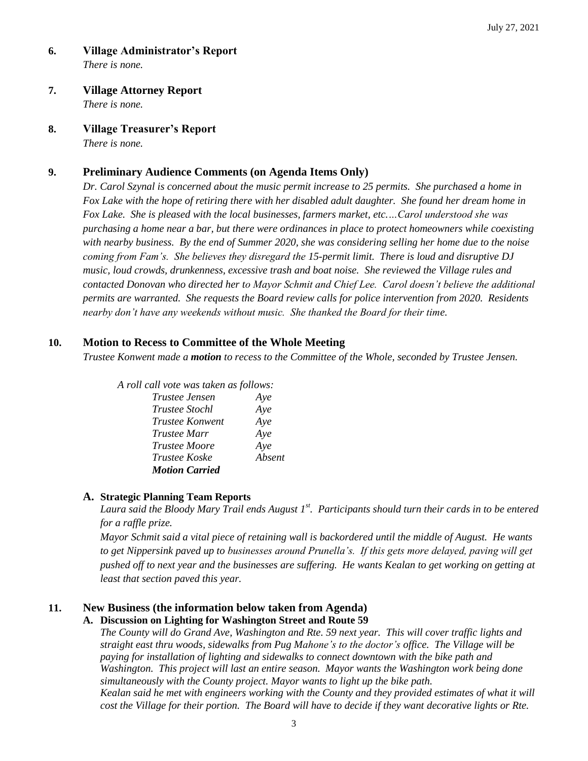## 6. Village Administrator's Report

*There is none.*

## 7. Village Attorney Report

*There is none.*

## 8. Village Treasurer's Report

*There is none.*

## 9. Preliminary Audience Comments (on Agenda Items Only)

*Dr. Carol Szynal is concerned about the music permit increase to 25 permits. She purchased a home in Fox Lake with the hope of retiring there with her disabled adult daughter. She found her dream home in Fox Lake. She is pleased with the local businesses, farmers market, etc.…Carol understood she was purchasing a home near a bar, but there were ordinances in place to protect homeowners while coexisting with nearby business. By the end of Summer 2020, she was considering selling her home due to the noise coming from Fam's. She believes they disregard the 15-permit limit. There is loud and disruptive DJ music, loud crowds, drunkenness, excessive trash and boat noise. She reviewed the Village rules and contacted Donovan who directed her to Mayor Schmit and Chief Lee. Carol doesn't believe the additional permits are warranted. She requests the Board review calls for police intervention from 2020. Residents nearby don't have any weekends without music. She thanked the Board for their time.*

## 10. Motion to Recess to Committee of the Whole Meeting

*Trustee Konwent made a **motion** to recess to the Committee of the Whole, seconded by Trustee Jensen.*

*A roll call vote was taken as follows:*

| | |
|---|---|
| *Trustee Jensen* | *Aye* |
| *Trustee Stochl* | *Aye* |
| *Trustee Konwent* | *Aye* |
| *Trustee Marr* | *Aye* |
| *Trustee Moore* | *Aye* |
| *Trustee Koske* | *Absent* |
| ***Motion Carried*** | |

### A. Strategic Planning Team Reports

*Laura said the Bloody Mary Trail ends August 1st. Participants should turn their cards in to be entered for a raffle prize.*

*Mayor Schmit said a vital piece of retaining wall is backordered until the middle of August. He wants to get Nippersink paved up to businesses around Prunella's. If this gets more delayed, paving will get pushed off to next year and the businesses are suffering. He wants Kealan to get working on getting at least that section paved this year.*

## 11. New Business (the information below taken from Agenda)

### A. Discussion on Lighting for Washington Street and Route 59

*The County will do Grand Ave, Washington and Rte. 59 next year. This will cover traffic lights and straight east thru woods, sidewalks from Pug Mahone's to the doctor's office. The Village will be paying for installation of lighting and sidewalks to connect downtown with the bike path and Washington. This project will last an entire season. Mayor wants the Washington work being done simultaneously with the County project. Mayor wants to light up the bike path.*

*Kealan said he met with engineers working with the County and they provided estimates of what it will cost the Village for their portion. The Board will have to decide if they want decorative lights or Rte.*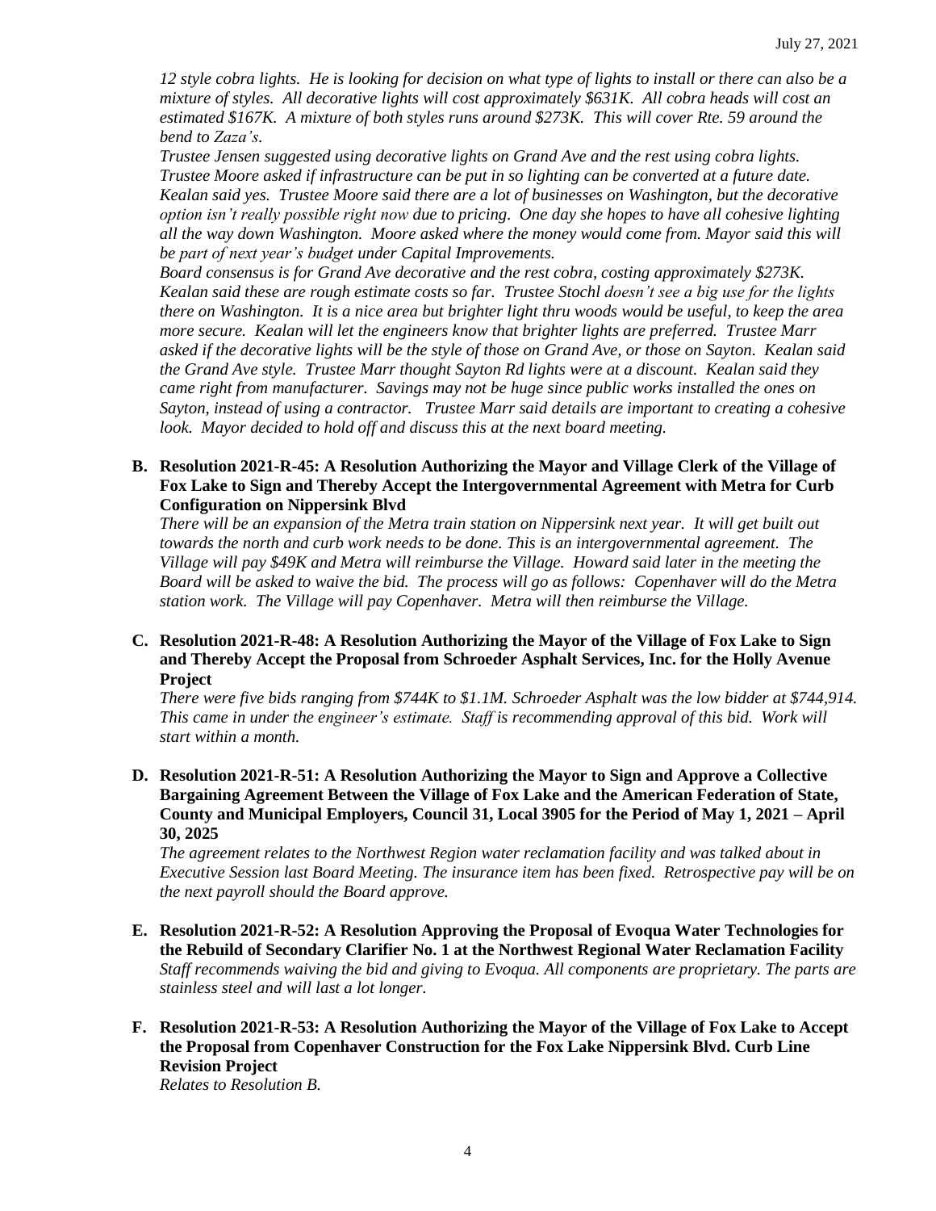*12 style cobra lights. He is looking for decision on what type of lights to install or there can also be a mixture of styles. All decorative lights will cost approximately $631K. All cobra heads will cost an estimated $167K. A mixture of both styles runs around $273K. This will cover Rte. 59 around the bend to Zaza's.*

*Trustee Jensen suggested using decorative lights on Grand Ave and the rest using cobra lights. Trustee Moore asked if infrastructure can be put in so lighting can be converted at a future date. Kealan said yes. Trustee Moore said there are a lot of businesses on Washington, but the decorative option isn't really possible right now due to pricing. One day she hopes to have all cohesive lighting all the way down Washington. Moore asked where the money would come from. Mayor said this will be part of next year's budget under Capital Improvements.*

*Board consensus is for Grand Ave decorative and the rest cobra, costing approximately $273K. Kealan said these are rough estimate costs so far. Trustee Stochl doesn't see a big use for the lights there on Washington. It is a nice area but brighter light thru woods would be useful, to keep the area more secure. Kealan will let the engineers know that brighter lights are preferred. Trustee Marr asked if the decorative lights will be the style of those on Grand Ave, or those on Sayton. Kealan said the Grand Ave style. Trustee Marr thought Sayton Rd lights were at a discount. Kealan said they came right from manufacturer. Savings may not be huge since public works installed the ones on Sayton, instead of using a contractor. Trustee Marr said details are important to creating a cohesive look. Mayor decided to hold off and discuss this at the next board meeting.*

**B. Resolution 2021-R-45: A Resolution Authorizing the Mayor and Village Clerk of the Village of Fox Lake to Sign and Thereby Accept the Intergovernmental Agreement with Metra for Curb Configuration on Nippersink Blvd**

*There will be an expansion of the Metra train station on Nippersink next year. It will get built out towards the north and curb work needs to be done. This is an intergovernmental agreement. The Village will pay $49K and Metra will reimburse the Village. Howard said later in the meeting the Board will be asked to waive the bid. The process will go as follows: Copenhaver will do the Metra station work. The Village will pay Copenhaver. Metra will then reimburse the Village.*

**C. Resolution 2021-R-48: A Resolution Authorizing the Mayor of the Village of Fox Lake to Sign and Thereby Accept the Proposal from Schroeder Asphalt Services, Inc. for the Holly Avenue Project**

*There were five bids ranging from $744K to $1.1M. Schroeder Asphalt was the low bidder at $744,914. This came in under the engineer's estimate. Staff is recommending approval of this bid. Work will start within a month.*

**D. Resolution 2021-R-51: A Resolution Authorizing the Mayor to Sign and Approve a Collective Bargaining Agreement Between the Village of Fox Lake and the American Federation of State, County and Municipal Employers, Council 31, Local 3905 for the Period of May 1, 2021 – April 30, 2025**

*The agreement relates to the Northwest Region water reclamation facility and was talked about in Executive Session last Board Meeting. The insurance item has been fixed. Retrospective pay will be on the next payroll should the Board approve.*

**E. Resolution 2021-R-52: A Resolution Approving the Proposal of Evoqua Water Technologies for the Rebuild of Secondary Clarifier No. 1 at the Northwest Regional Water Reclamation Facility**

*Staff recommends waiving the bid and giving to Evoqua. All components are proprietary. The parts are stainless steel and will last a lot longer.*

**F. Resolution 2021-R-53: A Resolution Authorizing the Mayor of the Village of Fox Lake to Accept the Proposal from Copenhaver Construction for the Fox Lake Nippersink Blvd. Curb Line Revision Project**

*Relates to Resolution B.*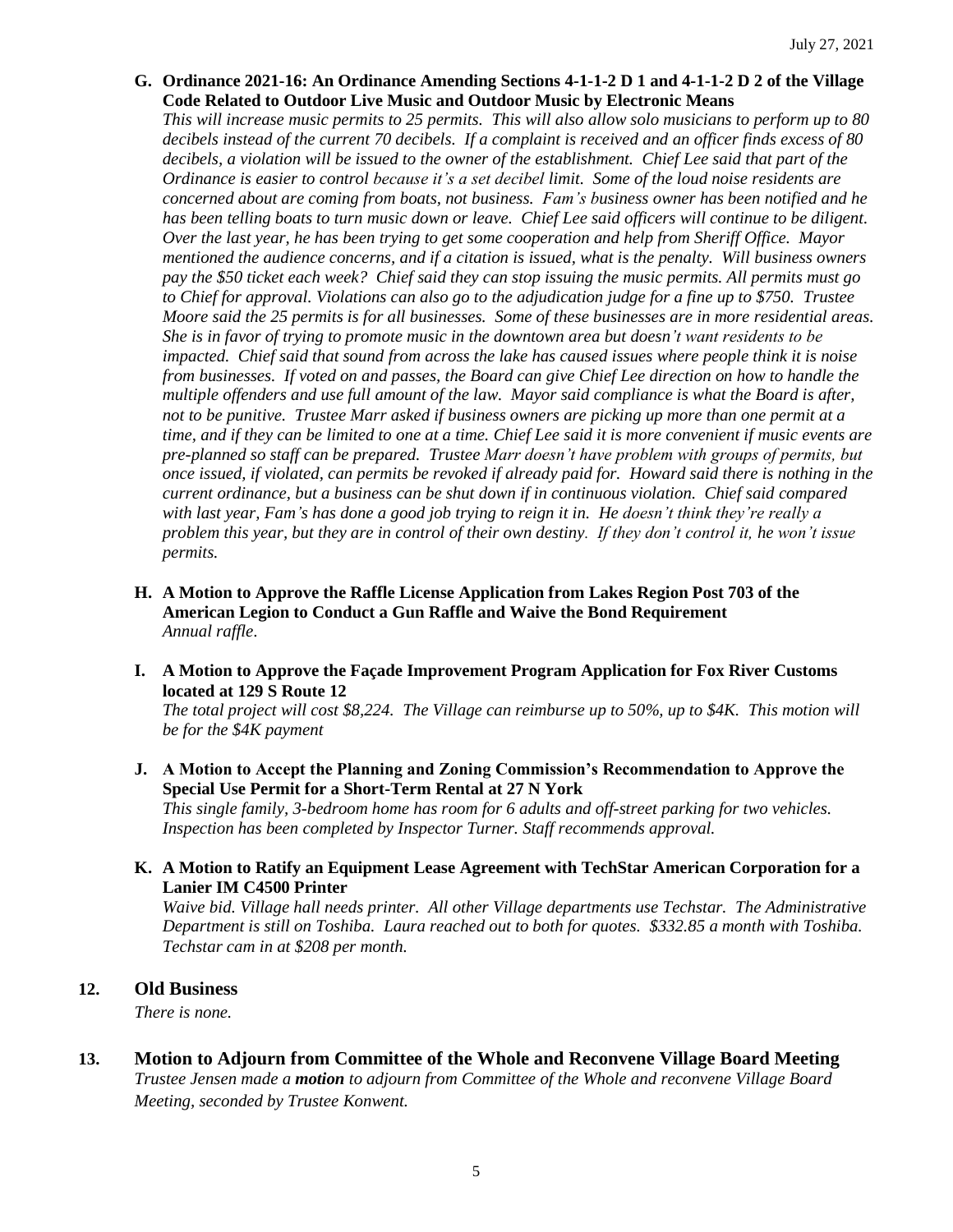**G. Ordinance 2021-16: An Ordinance Amending Sections 4-1-1-2 D 1 and 4-1-1-2 D 2 of the Village Code Related to Outdoor Live Music and Outdoor Music by Electronic Means**

*This will increase music permits to 25 permits. This will also allow solo musicians to perform up to 80 decibels instead of the current 70 decibels. If a complaint is received and an officer finds excess of 80 decibels, a violation will be issued to the owner of the establishment. Chief Lee said that part of the Ordinance is easier to control because it's a set decibel limit. Some of the loud noise residents are concerned about are coming from boats, not business. Fam's business owner has been notified and he has been telling boats to turn music down or leave. Chief Lee said officers will continue to be diligent. Over the last year, he has been trying to get some cooperation and help from Sheriff Office. Mayor mentioned the audience concerns, and if a citation is issued, what is the penalty. Will business owners pay the $50 ticket each week? Chief said they can stop issuing the music permits. All permits must go to Chief for approval. Violations can also go to the adjudication judge for a fine up to $750. Trustee Moore said the 25 permits is for all businesses. Some of these businesses are in more residential areas. She is in favor of trying to promote music in the downtown area but doesn't want residents to be impacted. Chief said that sound from across the lake has caused issues where people think it is noise from businesses. If voted on and passes, the Board can give Chief Lee direction on how to handle the multiple offenders and use full amount of the law. Mayor said compliance is what the Board is after, not to be punitive. Trustee Marr asked if business owners are picking up more than one permit at a time, and if they can be limited to one at a time. Chief Lee said it is more convenient if music events are pre-planned so staff can be prepared. Trustee Marr doesn't have problem with groups of permits, but once issued, if violated, can permits be revoked if already paid for. Howard said there is nothing in the current ordinance, but a business can be shut down if in continuous violation. Chief said compared with last year, Fam's has done a good job trying to reign it in. He doesn't think they're really a problem this year, but they are in control of their own destiny. If they don't control it, he won't issue permits.*

**H. A Motion to Approve the Raffle License Application from Lakes Region Post 703 of the American Legion to Conduct a Gun Raffle and Waive the Bond Requirement**

*Annual raffle.*

**I. A Motion to Approve the Façade Improvement Program Application for Fox River Customs located at 129 S Route 12**

*The total project will cost $8,224. The Village can reimburse up to 50%, up to $4K. This motion will be for the $4K payment*

**J. A Motion to Accept the Planning and Zoning Commission's Recommendation to Approve the Special Use Permit for a Short-Term Rental at 27 N York**

*This single family, 3-bedroom home has room for 6 adults and off-street parking for two vehicles. Inspection has been completed by Inspector Turner. Staff recommends approval.*

**K. A Motion to Ratify an Equipment Lease Agreement with TechStar American Corporation for a Lanier IM C4500 Printer**

*Waive bid. Village hall needs printer. All other Village departments use Techstar. The Administrative Department is still on Toshiba. Laura reached out to both for quotes. $332.85 a month with Toshiba. Techstar cam in at $208 per month.*

## 12. Old Business

*There is none.*

## 13. Motion to Adjourn from Committee of the Whole and Reconvene Village Board Meeting

*Trustee Jensen made a **motion** to adjourn from Committee of the Whole and reconvene Village Board Meeting, seconded by Trustee Konwent.*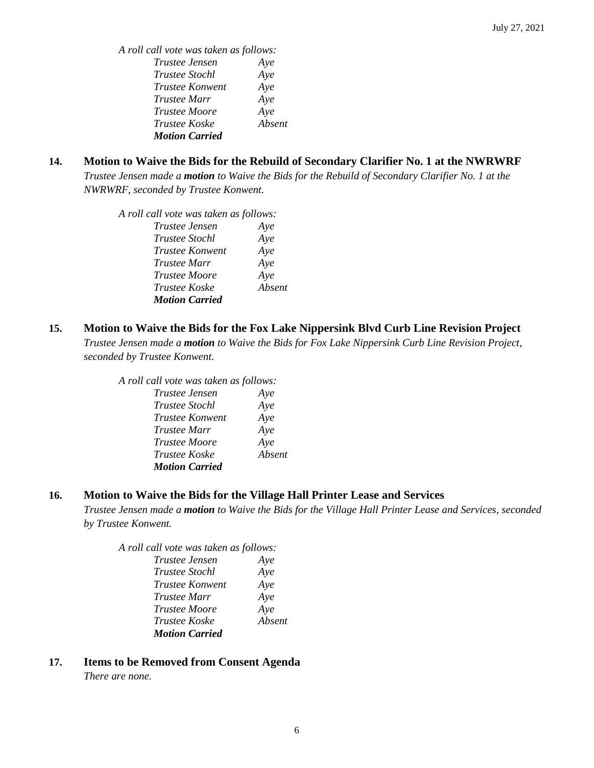*A roll call vote was taken as follows:*

| | |
|---|---|
| *Trustee Jensen* | *Aye* |
| *Trustee Stochl* | *Aye* |
| *Trustee Konwent* | *Aye* |
| *Trustee Marr* | *Aye* |
| *Trustee Moore* | *Aye* |
| *Trustee Koske* | *Absent* |

***Motion Carried***

## 14. Motion to Waive the Bids for the Rebuild of Secondary Clarifier No. 1 at the NWRWRF

*Trustee Jensen made a **motion** to Waive the Bids for the Rebuild of Secondary Clarifier No. 1 at the NWRWRF, seconded by Trustee Konwent.*

*A roll call vote was taken as follows:*

| | |
|---|---|
| *Trustee Jensen* | *Aye* |
| *Trustee Stochl* | *Aye* |
| *Trustee Konwent* | *Aye* |
| *Trustee Marr* | *Aye* |
| *Trustee Moore* | *Aye* |
| *Trustee Koske* | *Absent* |

***Motion Carried***

## 15. Motion to Waive the Bids for the Fox Lake Nippersink Blvd Curb Line Revision Project

*Trustee Jensen made a **motion** to Waive the Bids for Fox Lake Nippersink Curb Line Revision Project, seconded by Trustee Konwent.*

*A roll call vote was taken as follows:*

| | |
|---|---|
| *Trustee Jensen* | *Aye* |
| *Trustee Stochl* | *Aye* |
| *Trustee Konwent* | *Aye* |
| *Trustee Marr* | *Aye* |
| *Trustee Moore* | *Aye* |
| *Trustee Koske* | *Absent* |

***Motion Carried***

## 16. Motion to Waive the Bids for the Village Hall Printer Lease and Services

*Trustee Jensen made a **motion** to Waive the Bids for the Village Hall Printer Lease and Services, seconded by Trustee Konwent.*

*A roll call vote was taken as follows:*

| | |
|---|---|
| *Trustee Jensen* | *Aye* |
| *Trustee Stochl* | *Aye* |
| *Trustee Konwent* | *Aye* |
| *Trustee Marr* | *Aye* |
| *Trustee Moore* | *Aye* |
| *Trustee Koske* | *Absent* |

***Motion Carried***

## 17. Items to be Removed from Consent Agenda

*There are none.*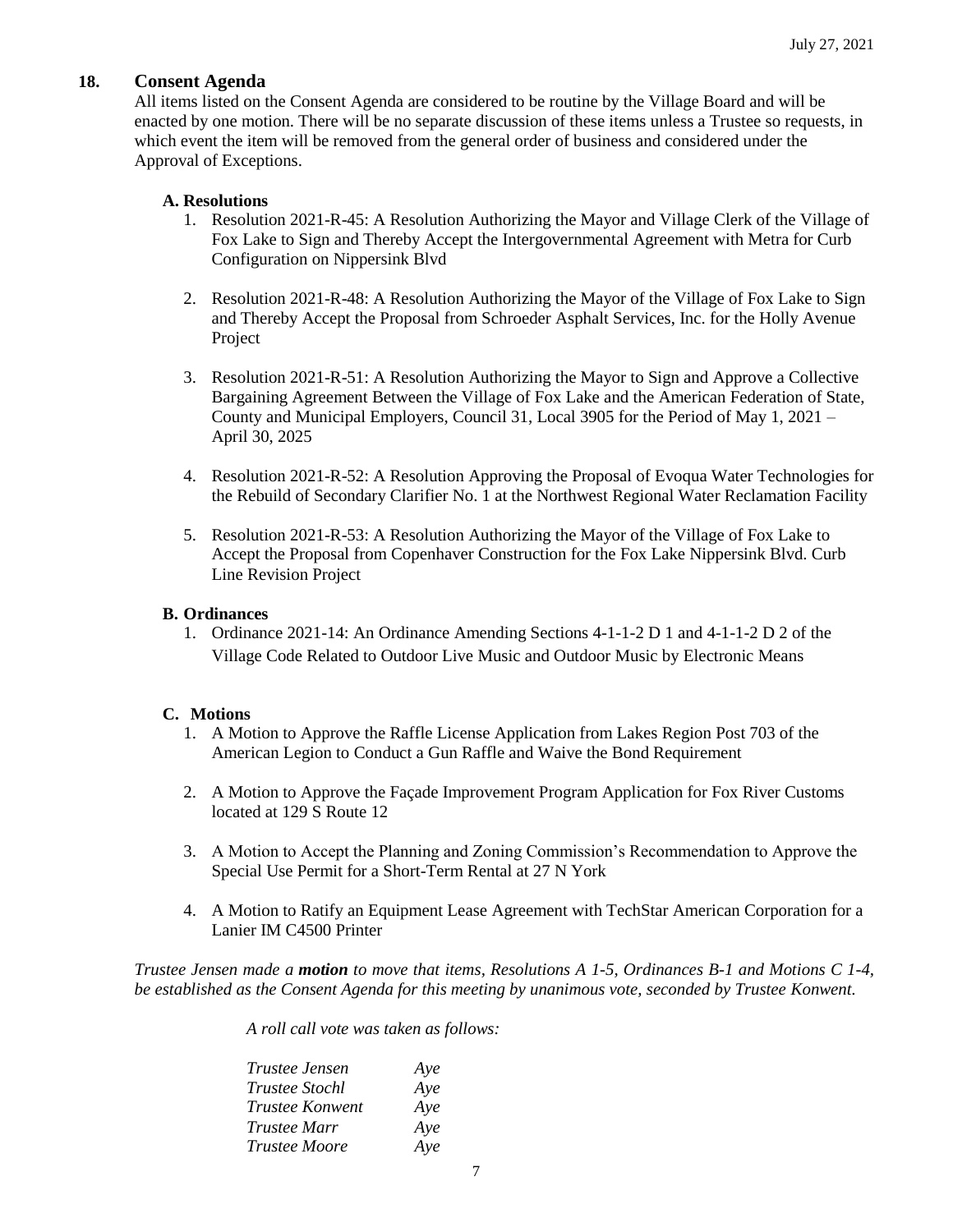## 18. Consent Agenda

All items listed on the Consent Agenda are considered to be routine by the Village Board and will be enacted by one motion. There will be no separate discussion of these items unless a Trustee so requests, in which event the item will be removed from the general order of business and considered under the Approval of Exceptions.

### A. Resolutions

1. Resolution 2021-R-45: A Resolution Authorizing the Mayor and Village Clerk of the Village of Fox Lake to Sign and Thereby Accept the Intergovernmental Agreement with Metra for Curb Configuration on Nippersink Blvd

2. Resolution 2021-R-48: A Resolution Authorizing the Mayor of the Village of Fox Lake to Sign and Thereby Accept the Proposal from Schroeder Asphalt Services, Inc. for the Holly Avenue Project

3. Resolution 2021-R-51: A Resolution Authorizing the Mayor to Sign and Approve a Collective Bargaining Agreement Between the Village of Fox Lake and the American Federation of State, County and Municipal Employers, Council 31, Local 3905 for the Period of May 1, 2021 – April 30, 2025

4. Resolution 2021-R-52: A Resolution Approving the Proposal of Evoqua Water Technologies for the Rebuild of Secondary Clarifier No. 1 at the Northwest Regional Water Reclamation Facility

5. Resolution 2021-R-53: A Resolution Authorizing the Mayor of the Village of Fox Lake to Accept the Proposal from Copenhaver Construction for the Fox Lake Nippersink Blvd. Curb Line Revision Project

### B. Ordinances

1. Ordinance 2021-14: An Ordinance Amending Sections 4-1-1-2 D 1 and 4-1-1-2 D 2 of the Village Code Related to Outdoor Live Music and Outdoor Music by Electronic Means

### C. Motions

1. A Motion to Approve the Raffle License Application from Lakes Region Post 703 of the American Legion to Conduct a Gun Raffle and Waive the Bond Requirement

2. A Motion to Approve the Façade Improvement Program Application for Fox River Customs located at 129 S Route 12

3. A Motion to Accept the Planning and Zoning Commission's Recommendation to Approve the Special Use Permit for a Short-Term Rental at 27 N York

4. A Motion to Ratify an Equipment Lease Agreement with TechStar American Corporation for a Lanier IM C4500 Printer

*Trustee Jensen made a **motion** to move that items, Resolutions A 1-5, Ordinances B-1 and Motions C 1-4, be established as the Consent Agenda for this meeting by unanimous vote, seconded by Trustee Konwent.*

*A roll call vote was taken as follows:*

*Trustee Jensen Aye*
*Trustee Stochl Aye*
*Trustee Konwent Aye*
*Trustee Marr Aye*
*Trustee Moore Aye*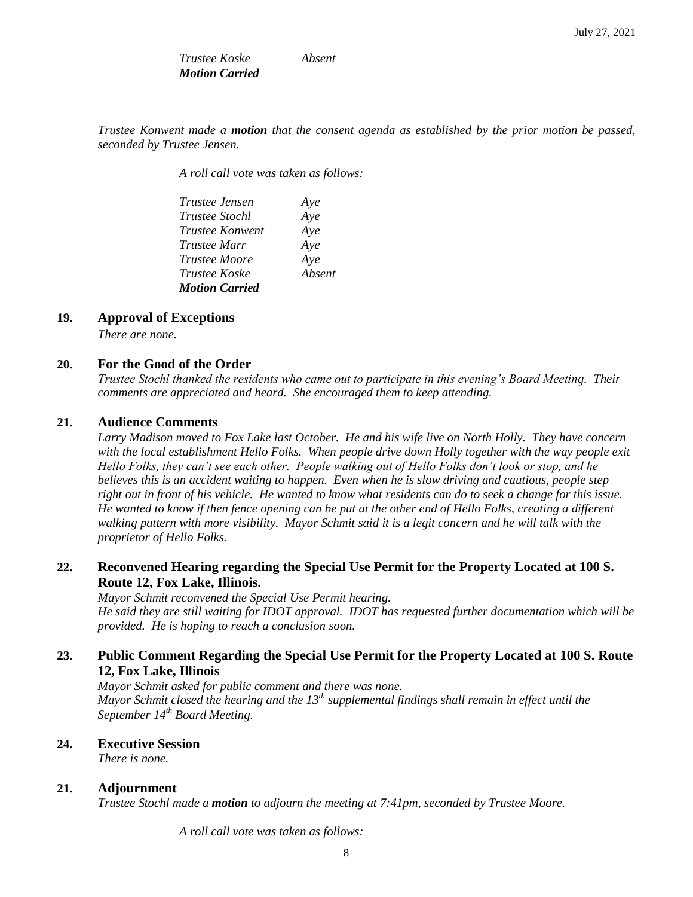*Trustee Koske Absent*
***Motion Carried***

*Trustee Konwent made a **motion** that the consent agenda as established by the prior motion be passed, seconded by Trustee Jensen.*

*A roll call vote was taken as follows:*

*Trustee Jensen Aye*
*Trustee Stochl Aye*
*Trustee Konwent Aye*
*Trustee Marr Aye*
*Trustee Moore Aye*
*Trustee Koske Absent*
***Motion Carried***

## 19. Approval of Exceptions

*There are none.*

## 20. For the Good of the Order

*Trustee Stochl thanked the residents who came out to participate in this evening's Board Meeting. Their comments are appreciated and heard. She encouraged them to keep attending.*

## 21. Audience Comments

*Larry Madison moved to Fox Lake last October. He and his wife live on North Holly. They have concern with the local establishment Hello Folks. When people drive down Holly together with the way people exit Hello Folks, they can't see each other. People walking out of Hello Folks don't look or stop, and he believes this is an accident waiting to happen. Even when he is slow driving and cautious, people step right out in front of his vehicle. He wanted to know what residents can do to seek a change for this issue. He wanted to know if then fence opening can be put at the other end of Hello Folks, creating a different walking pattern with more visibility. Mayor Schmit said it is a legit concern and he will talk with the proprietor of Hello Folks.*

## 22. Reconvened Hearing regarding the Special Use Permit for the Property Located at 100 S. Route 12, Fox Lake, Illinois.

*Mayor Schmit reconvened the Special Use Permit hearing.*
*He said they are still waiting for IDOT approval. IDOT has requested further documentation which will be provided. He is hoping to reach a conclusion soon.*

## 23. Public Comment Regarding the Special Use Permit for the Property Located at 100 S. Route 12, Fox Lake, Illinois

*Mayor Schmit asked for public comment and there was none.*
*Mayor Schmit closed the hearing and the 13th supplemental findings shall remain in effect until the September 14th Board Meeting.*

## 24. Executive Session

*There is none.*

## 21. Adjournment

*Trustee Stochl made a **motion** to adjourn the meeting at 7:41pm, seconded by Trustee Moore.*

*A roll call vote was taken as follows:*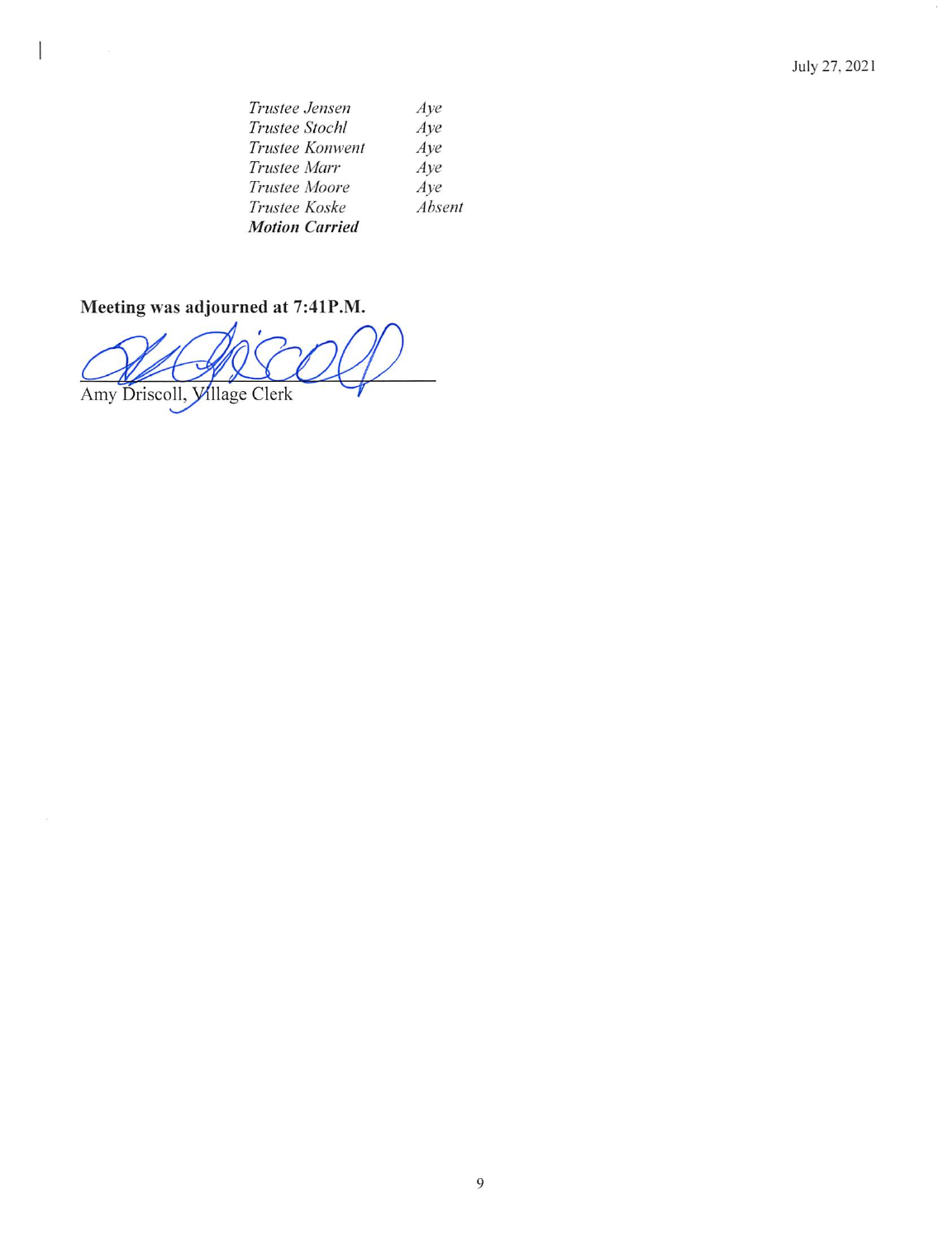| | |
|---|---|
| *Trustee Jensen* | *Aye* |
| *Trustee Stochl* | *Aye* |
| *Trustee Konwent* | *Aye* |
| *Trustee Marr* | *Aye* |
| *Trustee Moore* | *Aye* |
| *Trustee Koske* | *Absent* |
| ***Motion Carried*** | |

**Meeting was adjourned at 7:41P.M.**

Amy Driscoll, Village Clerk